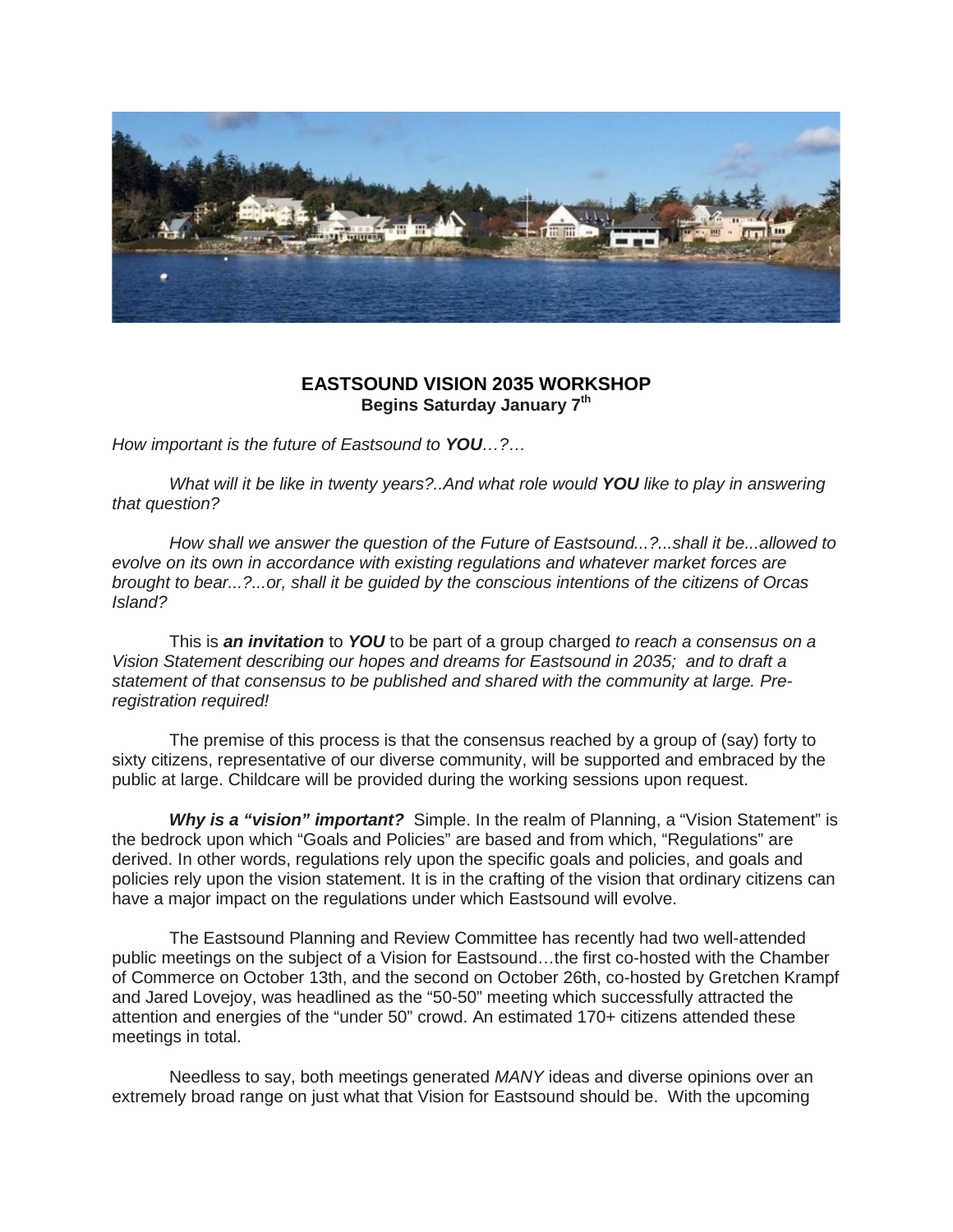# EASTSOUND VISION 2035 WORKSHOP

**Begins Saturday January 7th**

*How important is the future of Eastsound to **YOU**…?…*

*What will it be like in twenty years?..And what role would **YOU** like to play in answering that question?*

*How shall we answer the question of the Future of Eastsound...?...shall it be...allowed to evolve on its own in accordance with existing regulations and whatever market forces are brought to bear...?...or, shall it be guided by the conscious intentions of the citizens of Orcas Island?*

This is ***an invitation*** to ***YOU*** to be part of a group charged *to reach a consensus on a Vision Statement describing our hopes and dreams for Eastsound in 2035; and to draft a statement of that consensus to be published and shared with the community at large. Pre-registration required!*

The premise of this process is that the consensus reached by a group of (say) forty to sixty citizens, representative of our diverse community, will be supported and embraced by the public at large. Childcare will be provided during the working sessions upon request.

***Why is a "vision" important?*** Simple. In the realm of Planning, a "Vision Statement" is the bedrock upon which "Goals and Policies" are based and from which, "Regulations" are derived. In other words, regulations rely upon the specific goals and policies, and goals and policies rely upon the vision statement. It is in the crafting of the vision that ordinary citizens can have a major impact on the regulations under which Eastsound will evolve.

The Eastsound Planning and Review Committee has recently had two well-attended public meetings on the subject of a Vision for Eastsound…the first co-hosted with the Chamber of Commerce on October 13th, and the second on October 26th, co-hosted by Gretchen Krampf and Jared Lovejoy, was headlined as the "50-50" meeting which successfully attracted the attention and energies of the "under 50" crowd. An estimated 170+ citizens attended these meetings in total.

Needless to say, both meetings generated *MANY* ideas and diverse opinions over an extremely broad range on just what that Vision for Eastsound should be. With the upcoming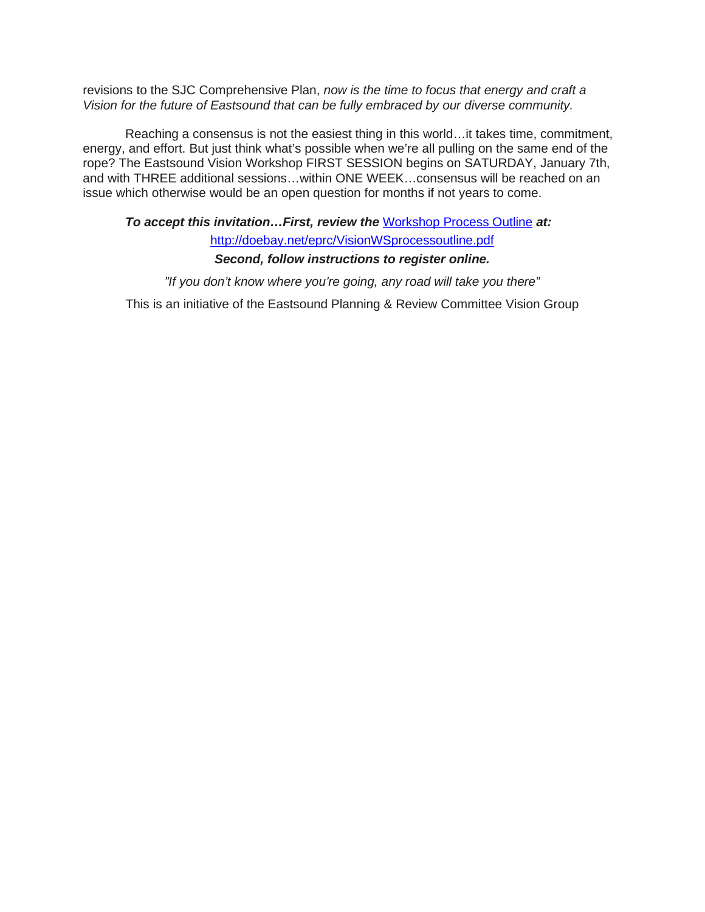revisions to the SJC Comprehensive Plan, *now is the time to focus that energy and craft a Vision for the future of Eastsound that can be fully embraced by our diverse community.*

Reaching a consensus is not the easiest thing in this world…it takes time, commitment, energy, and effort. But just think what's possible when we're all pulling on the same end of the rope? The Eastsound Vision Workshop FIRST SESSION begins on SATURDAY, January 7th, and with THREE additional sessions…within ONE WEEK…consensus will be reached on an issue which otherwise would be an open question for months if not years to come.

***To accept this invitation…First, review the*** [Workshop Process Outline](http://doebay.net/eprc/VisionWSprocessoutline.pdf) ***at:***

[http://doebay.net/eprc/VisionWSprocessoutline.pdf](http://doebay.net/eprc/VisionWSprocessoutline.pdf)

***Second, follow instructions to register online.***

*"If you don't know where you're going, any road will take you there"*

This is an initiative of the Eastsound Planning & Review Committee Vision Group